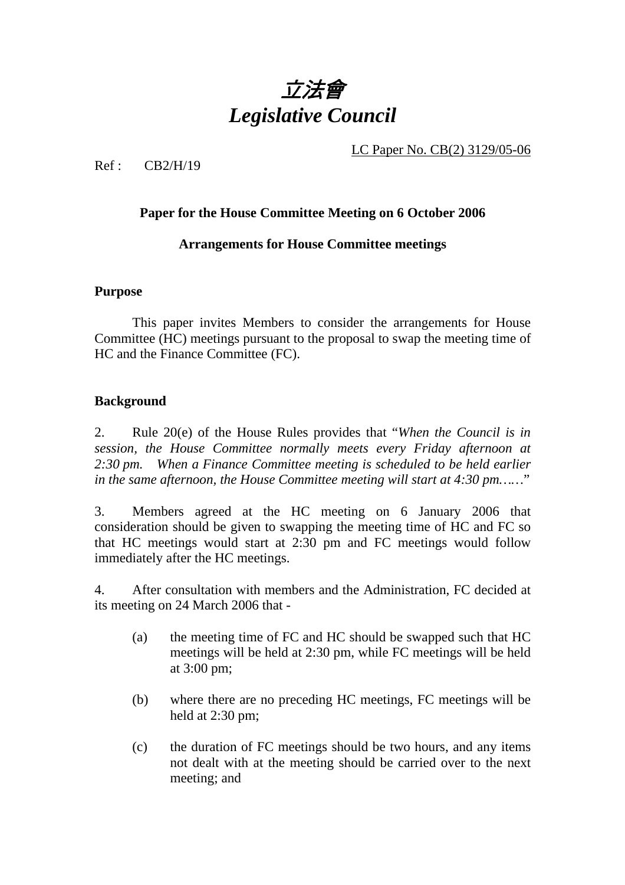# 立法會
# *Legislative Council*

LC Paper No. CB(2) 3129/05-06

Ref : CB2/H/19

**Paper for the House Committee Meeting on 6 October 2006**

**Arrangements for House Committee meetings**

**Purpose**

This paper invites Members to consider the arrangements for House Committee (HC) meetings pursuant to the proposal to swap the meeting time of HC and the Finance Committee (FC).

**Background**

2. Rule 20(e) of the House Rules provides that "*When the Council is in session, the House Committee normally meets every Friday afternoon at 2:30 pm. When a Finance Committee meeting is scheduled to be held earlier in the same afternoon, the House Committee meeting will start at 4:30 pm……*"

3. Members agreed at the HC meeting on 6 January 2006 that consideration should be given to swapping the meeting time of HC and FC so that HC meetings would start at 2:30 pm and FC meetings would follow immediately after the HC meetings.

4. After consultation with members and the Administration, FC decided at its meeting on 24 March 2006 that -

(a) the meeting time of FC and HC should be swapped such that HC meetings will be held at 2:30 pm, while FC meetings will be held at 3:00 pm;

(b) where there are no preceding HC meetings, FC meetings will be held at 2:30 pm;

(c) the duration of FC meetings should be two hours, and any items not dealt with at the meeting should be carried over to the next meeting; and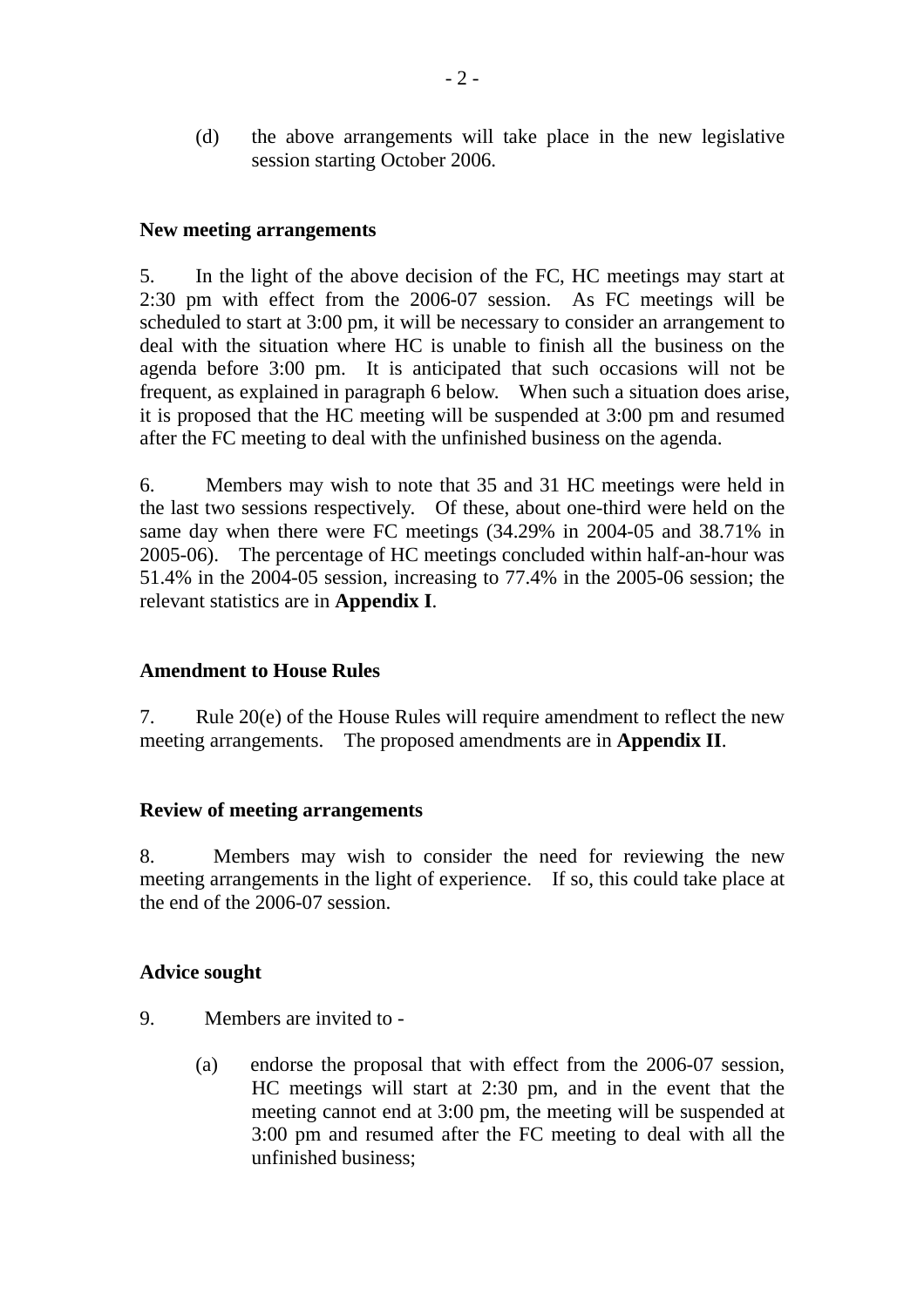(d) the above arrangements will take place in the new legislative session starting October 2006.

**New meeting arrangements**

5. In the light of the above decision of the FC, HC meetings may start at 2:30 pm with effect from the 2006-07 session. As FC meetings will be scheduled to start at 3:00 pm, it will be necessary to consider an arrangement to deal with the situation where HC is unable to finish all the business on the agenda before 3:00 pm. It is anticipated that such occasions will not be frequent, as explained in paragraph 6 below. When such a situation does arise, it is proposed that the HC meeting will be suspended at 3:00 pm and resumed after the FC meeting to deal with the unfinished business on the agenda.

6. Members may wish to note that 35 and 31 HC meetings were held in the last two sessions respectively. Of these, about one-third were held on the same day when there were FC meetings (34.29% in 2004-05 and 38.71% in 2005-06). The percentage of HC meetings concluded within half-an-hour was 51.4% in the 2004-05 session, increasing to 77.4% in the 2005-06 session; the relevant statistics are in **Appendix I**.

**Amendment to House Rules**

7. Rule 20(e) of the House Rules will require amendment to reflect the new meeting arrangements. The proposed amendments are in **Appendix II**.

**Review of meeting arrangements**

8. Members may wish to consider the need for reviewing the new meeting arrangements in the light of experience. If so, this could take place at the end of the 2006-07 session.

**Advice sought**

9. Members are invited to -

(a) endorse the proposal that with effect from the 2006-07 session, HC meetings will start at 2:30 pm, and in the event that the meeting cannot end at 3:00 pm, the meeting will be suspended at 3:00 pm and resumed after the FC meeting to deal with all the unfinished business;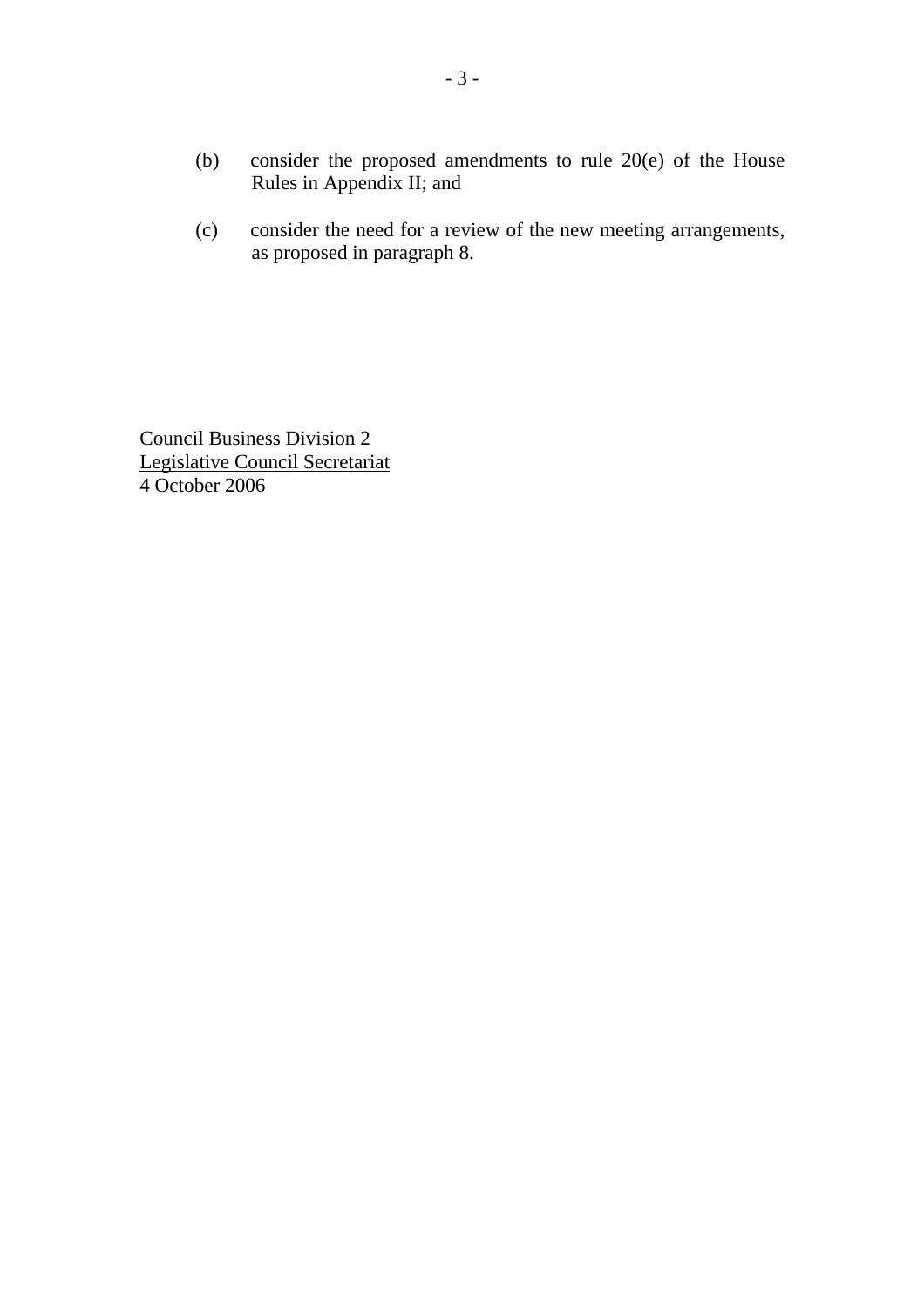(b) consider the proposed amendments to rule 20(e) of the House Rules in Appendix II; and

(c) consider the need for a review of the new meeting arrangements, as proposed in paragraph 8.

Council Business Division 2
Legislative Council Secretariat
4 October 2006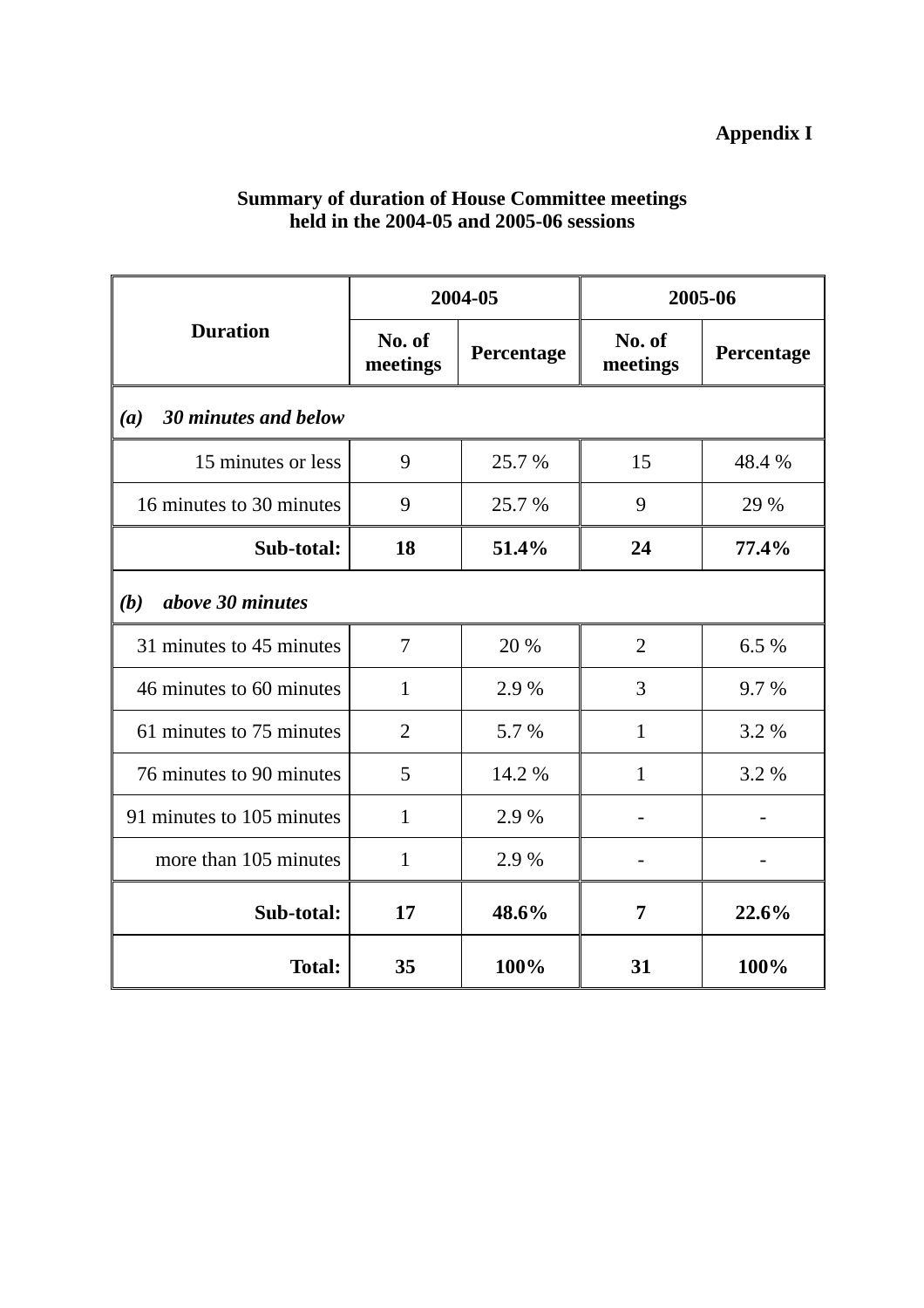**Appendix I**

**Summary of duration of House Committee meetings held in the 2004-05 and 2005-06 sessions**

| Duration | 2004-05 | | 2005-06 | |
|---|---|---|---|---|
| | No. of meetings | Percentage | No. of meetings | Percentage |
| ***(a) 30 minutes and below*** | | | | |
| 15 minutes or less | 9 | 25.7 % | 15 | 48.4 % |
| 16 minutes to 30 minutes | 9 | 25.7 % | 9 | 29 % |
| **Sub-total:** | **18** | **51.4%** | **24** | **77.4%** |
| ***(b) above 30 minutes*** | | | | |
| 31 minutes to 45 minutes | 7 | 20 % | 2 | 6.5 % |
| 46 minutes to 60 minutes | 1 | 2.9 % | 3 | 9.7 % |
| 61 minutes to 75 minutes | 2 | 5.7 % | 1 | 3.2 % |
| 76 minutes to 90 minutes | 5 | 14.2 % | 1 | 3.2 % |
| 91 minutes to 105 minutes | 1 | 2.9 % | - | - |
| more than 105 minutes | 1 | 2.9 % | - | - |
| **Sub-total:** | **17** | **48.6%** | **7** | **22.6%** |
| **Total:** | **35** | **100%** | **31** | **100%** |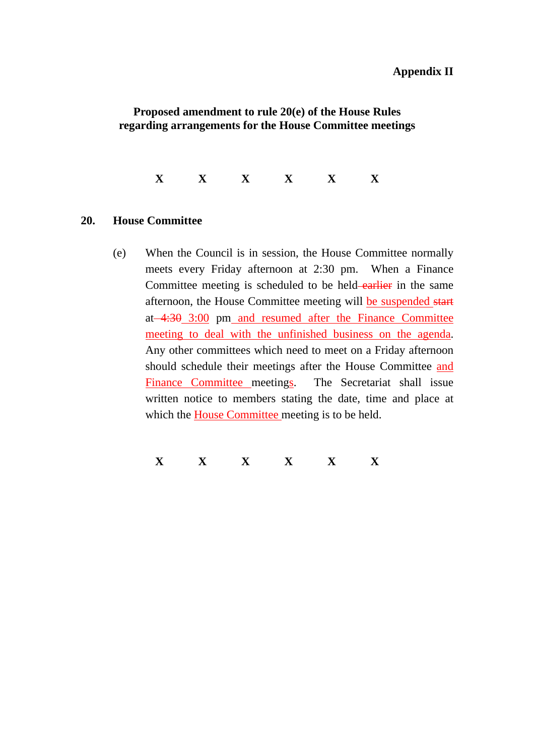**Appendix II**

**Proposed amendment to rule 20(e) of the House Rules regarding arrangements for the House Committee meetings**

**X X X X X X**

**20. House Committee**

(e) When the Council is in session, the House Committee normally meets every Friday afternoon at 2:30 pm. When a Finance Committee meeting is scheduled to be held ~~earlier~~ in the same afternoon, the House Committee meeting will <u>be suspended</u> ~~start~~ at ~~4:30~~ <u>3:00</u> pm <u>and resumed after the Finance Committee meeting to deal with the unfinished business on the agenda</u>. Any other committees which need to meet on a Friday afternoon should schedule their meetings after the House Committee <u>and Finance Committee</u> meeting<u>s</u>. The Secretariat shall issue written notice to members stating the date, time and place at which the <u>House Committee</u> meeting is to be held.

**X X X X X X**